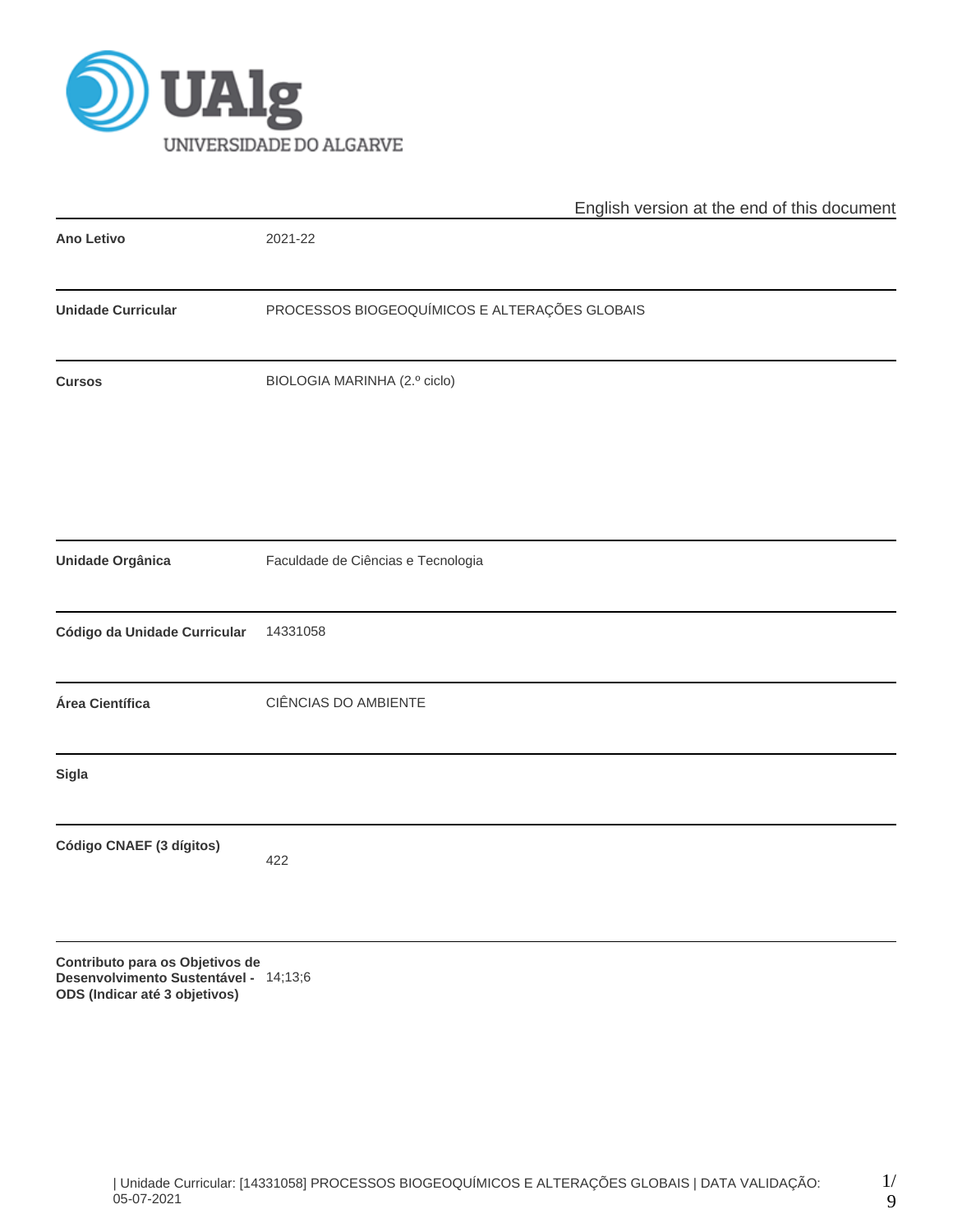English version at the end of this document

| | |
|---|---|
| **Ano Letivo** | 2021-22 |
| **Unidade Curricular** | PROCESSOS BIOGEOQUÍMICOS E ALTERAÇÕES GLOBAIS |
| **Cursos** | BIOLOGIA MARINHA (2.º ciclo) |
| **Unidade Orgânica** | Faculdade de Ciências e Tecnologia |
| **Código da Unidade Curricular** | 14331058 |
| **Área Científica** | CIÊNCIAS DO AMBIENTE |
| **Sigla** | |
| **Código CNAEF (3 dígitos)** | 422 |
| **Contributo para os Objetivos de Desenvolvimento Sustentável - ODS (Indicar até 3 objetivos)** | 14;13;6 |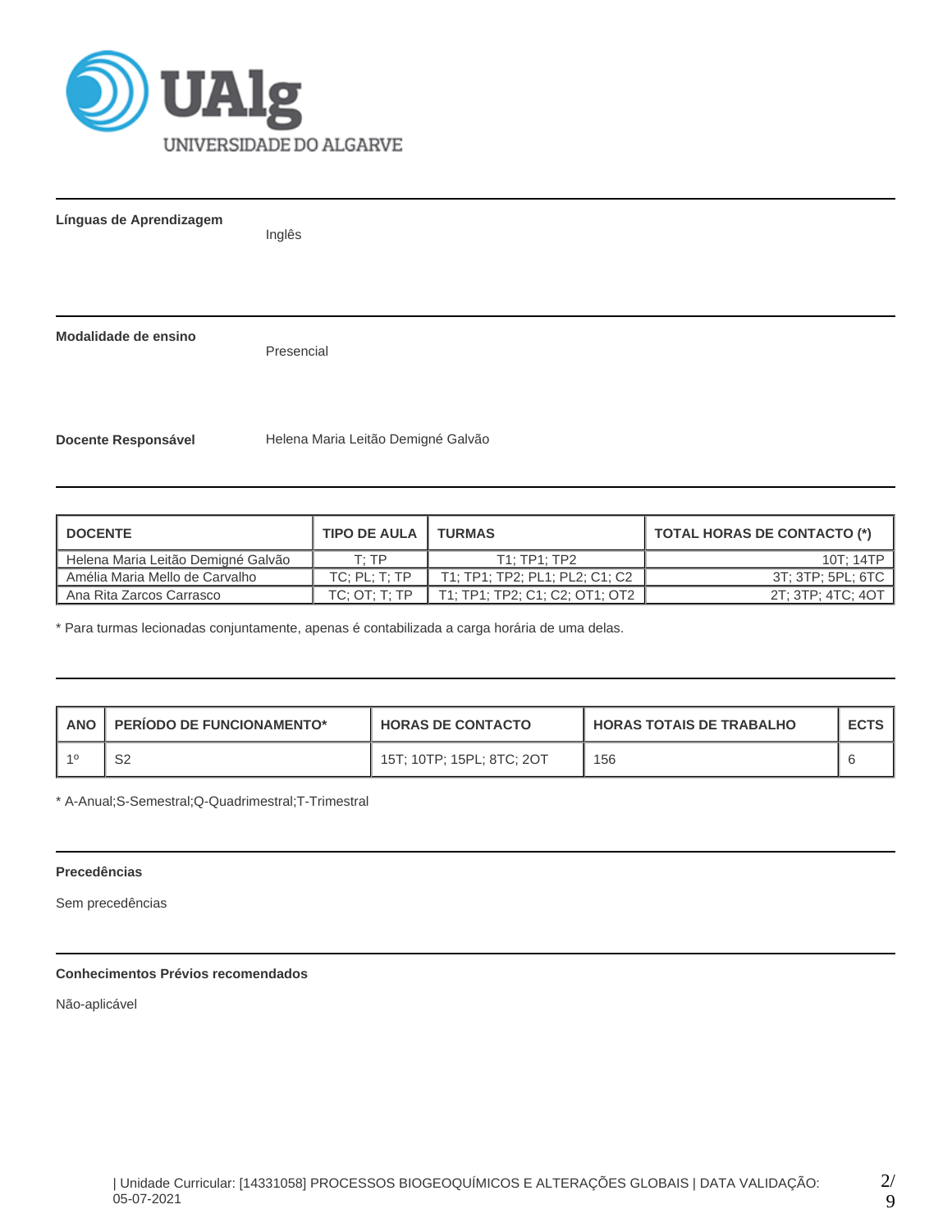**Línguas de Aprendizagem**

Inglês

**Modalidade de ensino**

Presencial

**Docente Responsável**

Helena Maria Leitão Demigné Galvão

| DOCENTE | TIPO DE AULA | TURMAS | TOTAL HORAS DE CONTACTO (*) |
|---|---|---|---|
| Helena Maria Leitão Demigné Galvão | T; TP | T1; TP1; TP2 | 10T; 14TP |
| Amélia Maria Mello de Carvalho | TC; PL; T; TP | T1; TP1; TP2; PL1; PL2; C1; C2 | 3T; 3TP; 5PL; 6TC |
| Ana Rita Zarcos Carrasco | TC; OT; T; TP | T1; TP1; TP2; C1; C2; OT1; OT2 | 2T; 3TP; 4TC; 4OT |

* Para turmas lecionadas conjuntamente, apenas é contabilizada a carga horária de uma delas.

| ANO | PERÍODO DE FUNCIONAMENTO* | HORAS DE CONTACTO | HORAS TOTAIS DE TRABALHO | ECTS |
|---|---|---|---|---|
| 1º | S2 | 15T; 10TP; 15PL; 8TC; 2OT | 156 | 6 |

* A-Anual;S-Semestral;Q-Quadrimestral;T-Trimestral

**Precedências**

Sem precedências

**Conhecimentos Prévios recomendados**

Não-aplicável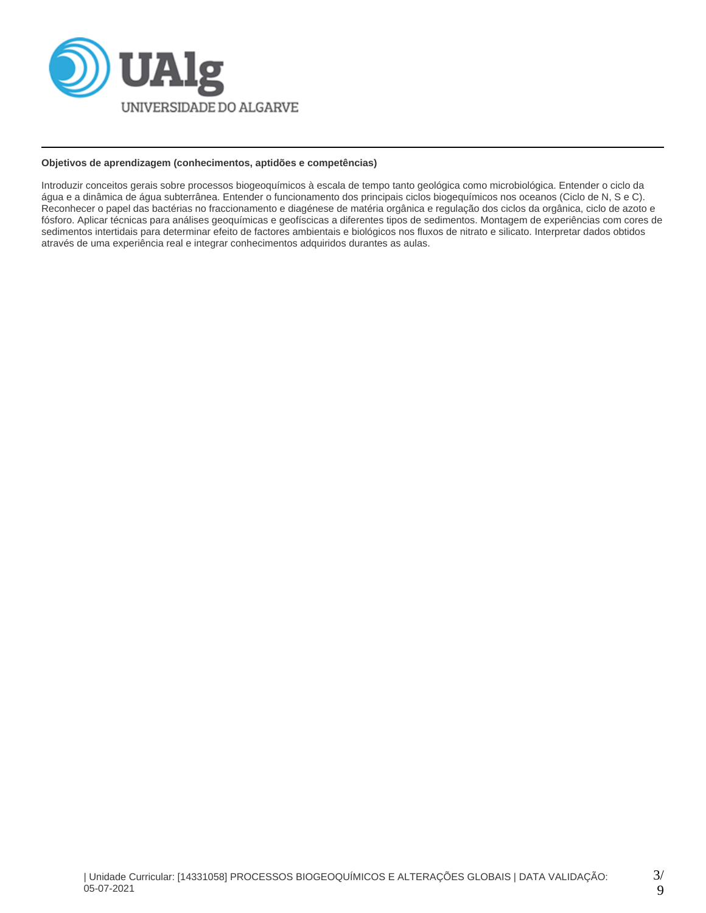**Objetivos de aprendizagem (conhecimentos, aptidões e competências)**

Introduzir conceitos gerais sobre processos biogeoquímicos à escala de tempo tanto geológica como microbiológica. Entender o ciclo da água e a dinâmica de água subterrânea. Entender o funcionamento dos principais ciclos biogequímicos nos oceanos (Ciclo de N, S e C). Reconhecer o papel das bactérias no fraccionamento e diagénese de matéria orgânica e regulação dos ciclos da orgânica, ciclo de azoto e fósforo. Aplicar técnicas para análises geoquímicas e geofíscicas a diferentes tipos de sedimentos. Montagem de experiências com cores de sedimentos intertidais para determinar efeito de factores ambientais e biológicos nos fluxos de nitrato e silicato. Interpretar dados obtidos através de uma experiência real e integrar conhecimentos adquiridos durantes as aulas.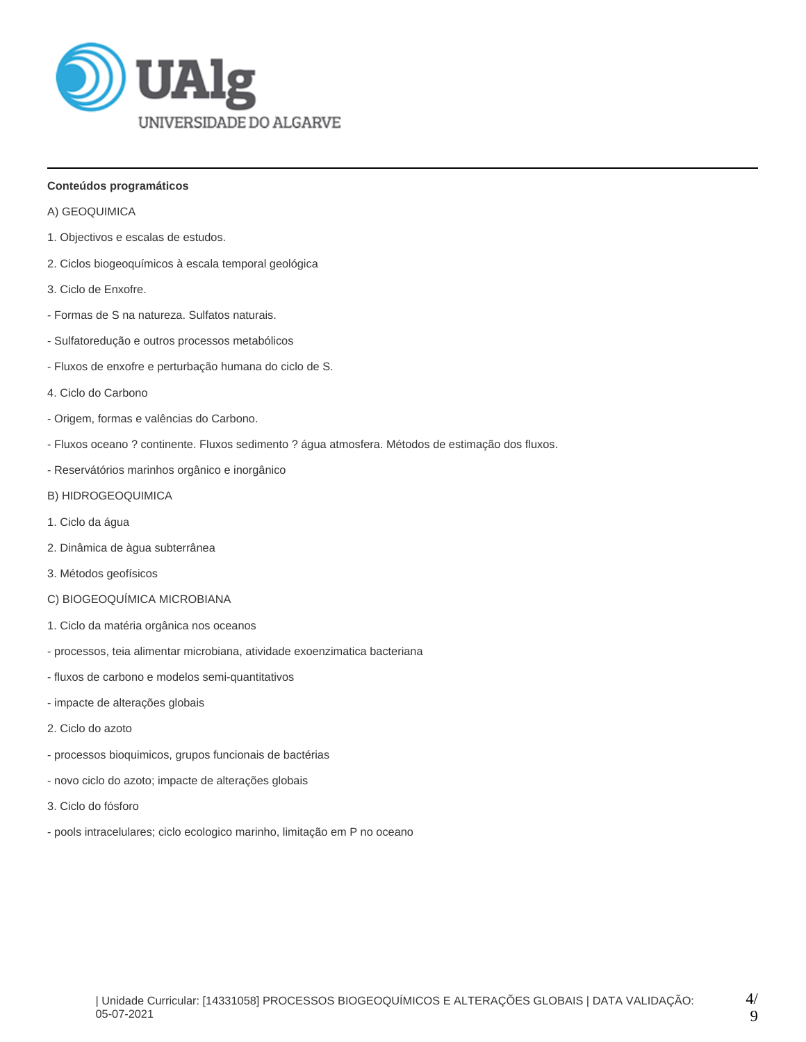**Conteúdos programáticos**

A) GEOQUIMICA

1. Objectivos e escalas de estudos.

2. Ciclos biogeoquímicos à escala temporal geológica

3. Ciclo de Enxofre.

- Formas de S na natureza. Sulfatos naturais.

- Sulfatoredução e outros processos metabólicos

- Fluxos de enxofre e perturbação humana do ciclo de S.

4. Ciclo do Carbono

- Origem, formas e valências do Carbono.

- Fluxos oceano ? continente. Fluxos sedimento ? água atmosfera. Métodos de estimação dos fluxos.

- Reservatórios marinhos orgânico e inorgânico

B) HIDROGEOQUIMICA

1. Ciclo da água

2. Dinâmica de àgua subterrânea

3. Métodos geofísicos

C) BIOGEOQUÍMICA MICROBIANA

1. Ciclo da matéria orgânica nos oceanos

- processos, teia alimentar microbiana, atividade exoenzimatica bacteriana

- fluxos de carbono e modelos semi-quantitativos

- impacte de alterações globais

2. Ciclo do azoto

- processos bioquimicos, grupos funcionais de bactérias

- novo ciclo do azoto; impacte de alterações globais

3. Ciclo do fósforo

- pools intracelulares; ciclo ecologico marinho, limitação em P no oceano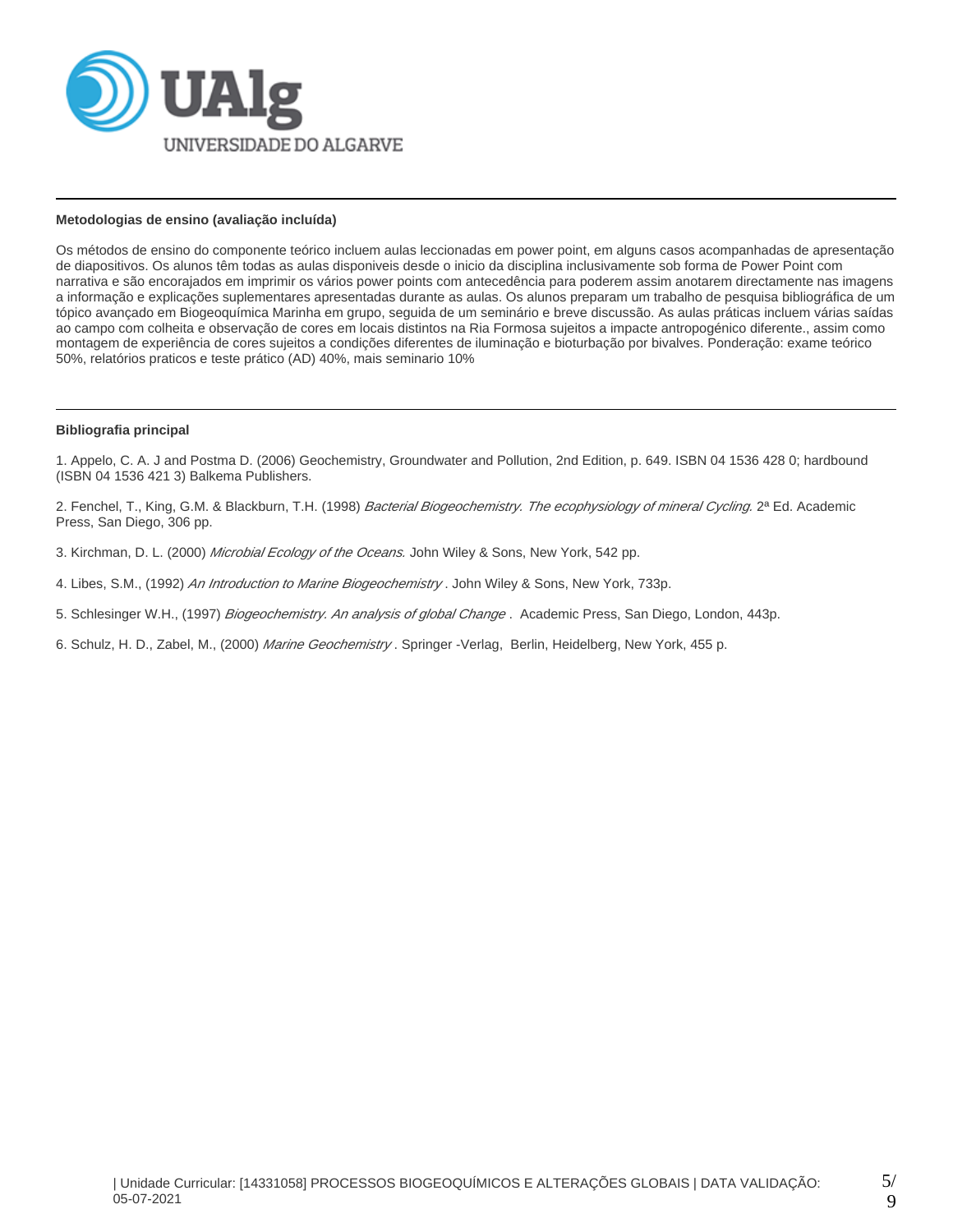#### Metodologias de ensino (avaliação incluída)

Os métodos de ensino do componente teórico incluem aulas leccionadas em power point, em alguns casos acompanhadas de apresentação de diapositivos. Os alunos têm todas as aulas disponiveis desde o inicio da disciplina inclusivamente sob forma de Power Point com narrativa e são encorajados em imprimir os vários power points com antecedência para poderem assim anotarem directamente nas imagens a informação e explicações suplementares apresentadas durante as aulas. Os alunos preparam um trabalho de pesquisa bibliográfica de um tópico avançado em Biogeoquímica Marinha em grupo, seguida de um seminário e breve discussão. As aulas práticas incluem várias saídas ao campo com colheita e observação de cores em locais distintos na Ria Formosa sujeitos a impacte antropogénico diferente., assim como montagem de experiência de cores sujeitos a condições diferentes de iluminação e bioturbação por bivalves. Ponderação: exame teórico 50%, relatórios praticos e teste prático (AD) 40%, mais seminario 10%

#### Bibliografia principal

1. Appelo, C. A. J and Postma D. (2006) Geochemistry, Groundwater and Pollution, 2nd Edition, p. 649. ISBN 04 1536 428 0; hardbound (ISBN 04 1536 421 3) Balkema Publishers.

2. Fenchel, T., King, G.M. & Blackburn, T.H. (1998) *Bacterial Biogeochemistry. The ecophysiology of mineral Cycling*. 2ª Ed. Academic Press, San Diego, 306 pp.

3. Kirchman, D. L. (2000) *Microbial Ecology of the Oceans*. John Wiley & Sons, New York, 542 pp.

4. Libes, S.M., (1992) *An Introduction to Marine Biogeochemistry* . John Wiley & Sons, New York, 733p.

5. Schlesinger W.H., (1997) *Biogeochemistry. An analysis of global Change* . Academic Press, San Diego, London, 443p.

6. Schulz, H. D., Zabel, M., (2000) *Marine Geochemistry* . Springer -Verlag, Berlin, Heidelberg, New York, 455 p.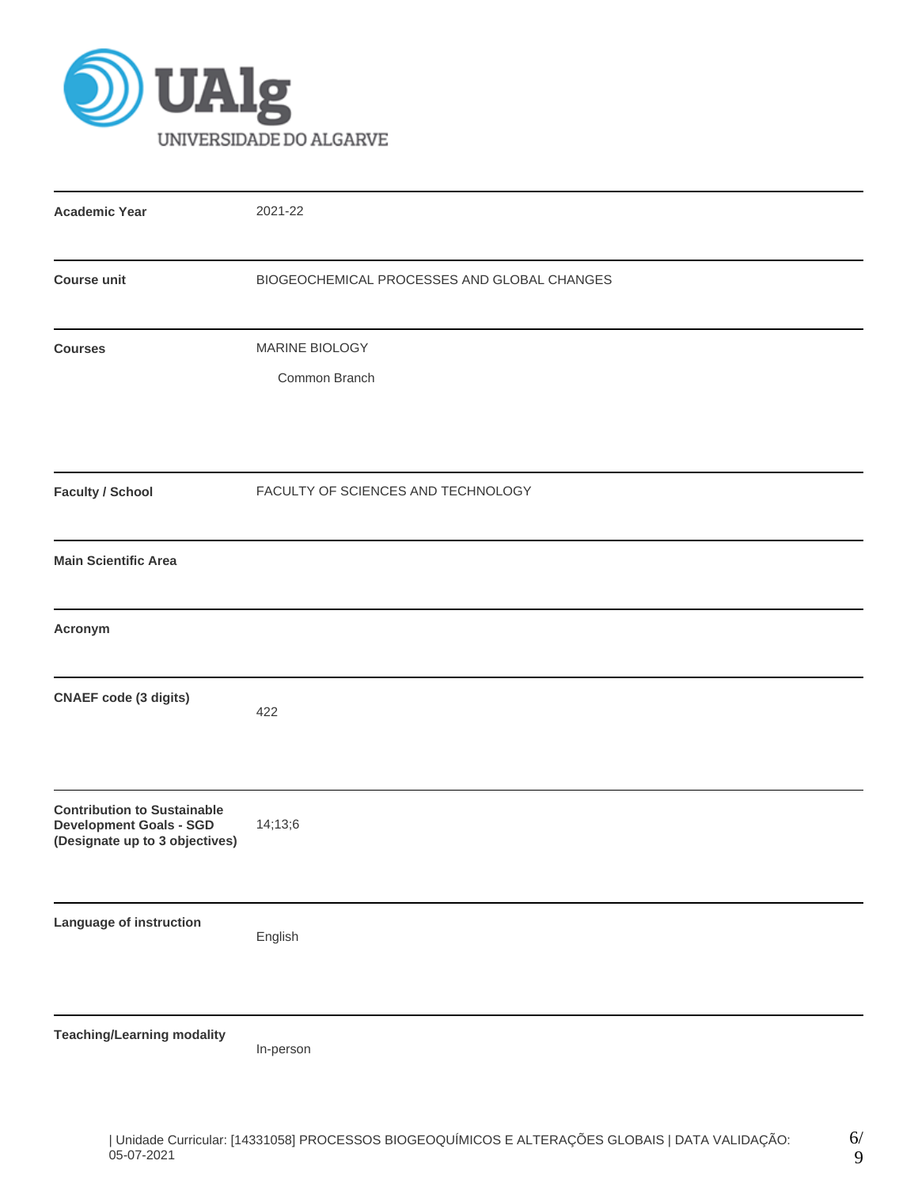UNIVERSIDADE DO ALGARVE

| | |
|---|---|
| **Academic Year** | 2021-22 |
| **Course unit** | BIOGEOCHEMICAL PROCESSES AND GLOBAL CHANGES |
| **Courses** | MARINE BIOLOGY<br>Common Branch |
| **Faculty / School** | FACULTY OF SCIENCES AND TECHNOLOGY |
| **Main Scientific Area** | |
| **Acronym** | |
| **CNAEF code (3 digits)** | 422 |
| **Contribution to Sustainable Development Goals - SGD (Designate up to 3 objectives)** | 14;13;6 |
| **Language of instruction** | English |
| **Teaching/Learning modality** | In-person |

| Unidade Curricular: [14331058] PROCESSOS BIOGEOQUÍMICOS E ALTERAÇÕES GLOBAIS | DATA VALIDAÇÃO: 05-07-2021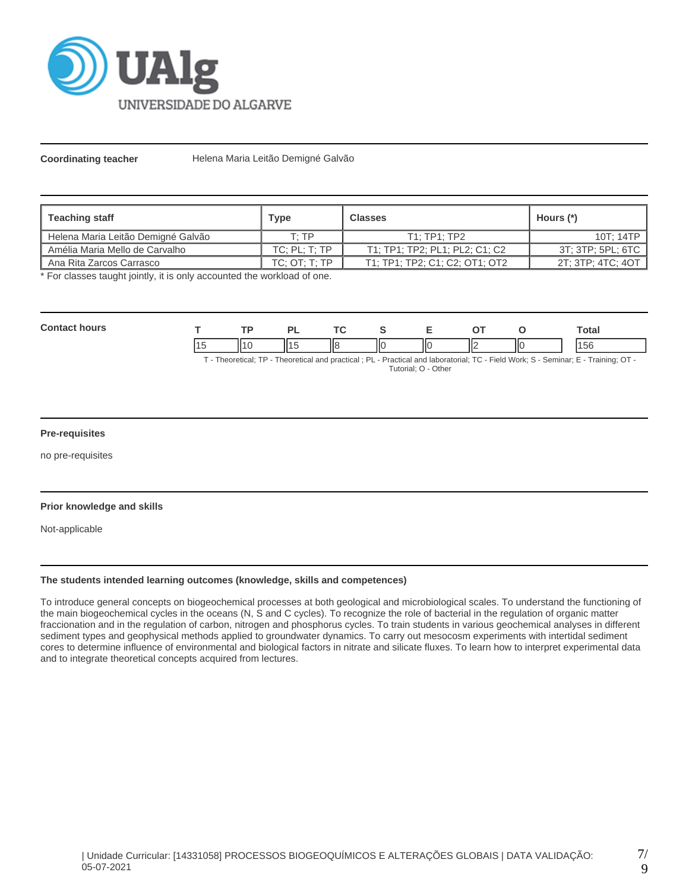**Coordinating teacher** Helena Maria Leitão Demigné Galvão

| Teaching staff | Type | Classes | Hours (*) |
|---|---|---|---|
| Helena Maria Leitão Demigné Galvão | T; TP | T1; TP1; TP2 | 10T; 14TP |
| Amélia Maria Mello de Carvalho | TC; PL; T; TP | T1; TP1; TP2; PL1; PL2; C1; C2 | 3T; 3TP; 5PL; 6TC |
| Ana Rita Zarcos Carrasco | TC; OT; T; TP | T1; TP1; TP2; C1; C2; OT1; OT2 | 2T; 3TP; 4TC; 4OT |

* For classes taught jointly, it is only accounted the workload of one.

**Contact hours**

| T | TP | PL | TC | S | E | OT | O | Total |
|---|---|---|---|---|---|---|---|---|
| 15 | 10 | 15 | 8 | 0 | 0 | 2 | 0 | 156 |

T - Theoretical; TP - Theoretical and practical ; PL - Practical and laboratorial; TC - Field Work; S - Seminar; E - Training; OT - Tutorial; O - Other

**Pre-requisites**

no pre-requisites

**Prior knowledge and skills**

Not-applicable

**The students intended learning outcomes (knowledge, skills and competences)**

To introduce general concepts on biogeochemical processes at both geological and microbiological scales. To understand the functioning of the main biogeochemical cycles in the oceans (N, S and C cycles). To recognize the role of bacterial in the regulation of organic matter fraccionation and in the regulation of carbon, nitrogen and phosphorus cycles. To train students in various geochemical analyses in different sediment types and geophysical methods applied to groundwater dynamics. To carry out mesocosm experiments with intertidal sediment cores to determine influence of environmental and biological factors in nitrate and silicate fluxes. To learn how to interpret experimental data and to integrate theoretical concepts acquired from lectures.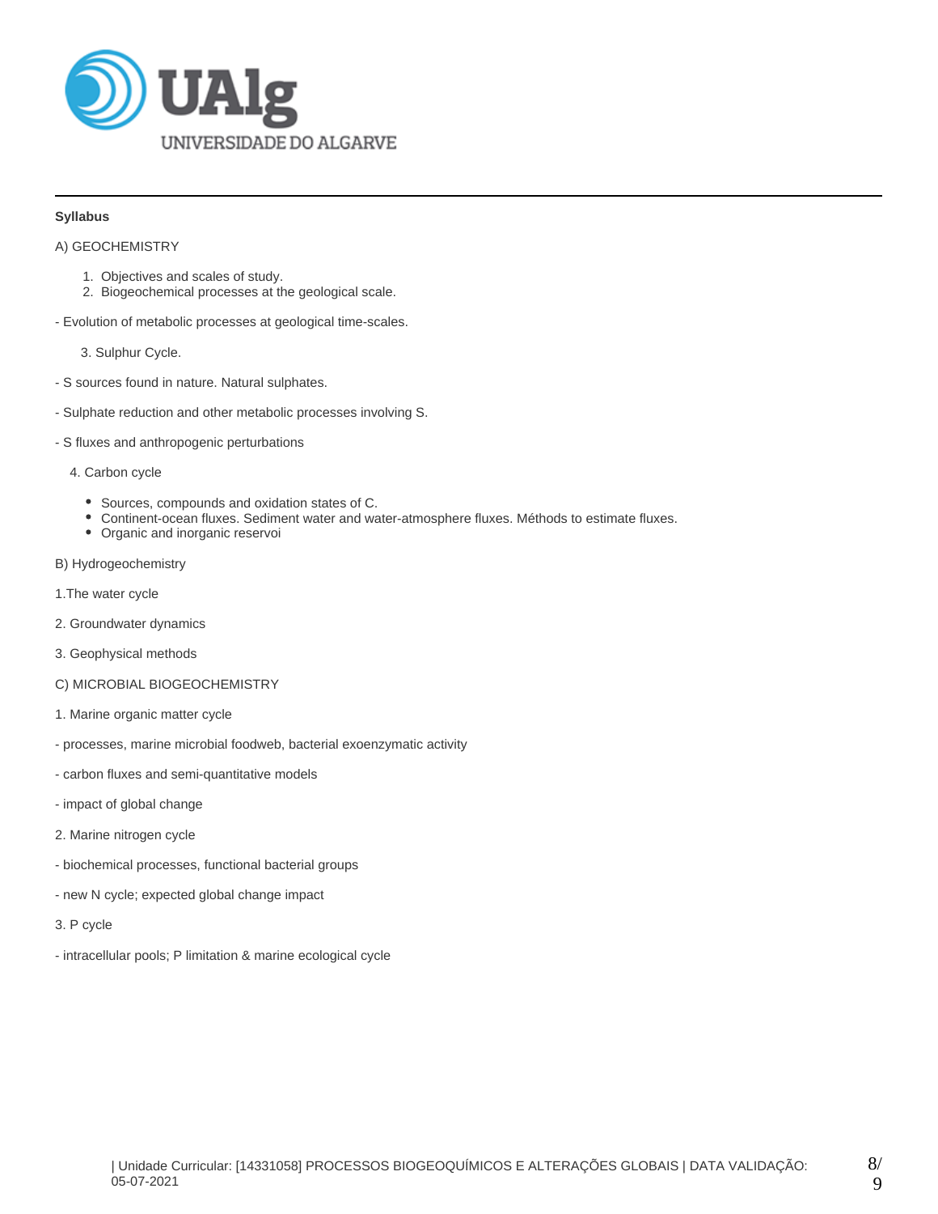**Syllabus**

A) GEOCHEMISTRY

1. Objectives and scales of study.
2. Biogeochemical processes at the geological scale.

- Evolution of metabolic processes at geological time-scales.

3. Sulphur Cycle.

- S sources found in nature. Natural sulphates.

- Sulphate reduction and other metabolic processes involving S.

- S fluxes and anthropogenic perturbations

4. Carbon cycle

- Sources, compounds and oxidation states of C.
- Continent-ocean fluxes. Sediment water and water-atmosphere fluxes. Méthods to estimate fluxes.
- Organic and inorganic reservoi

B) Hydrogeochemistry

1.The water cycle

2. Groundwater dynamics

3. Geophysical methods

C) MICROBIAL BIOGEOCHEMISTRY

1. Marine organic matter cycle

- processes, marine microbial foodweb, bacterial exoenzymatic activity

- carbon fluxes and semi-quantitative models

- impact of global change

2. Marine nitrogen cycle

- biochemical processes, functional bacterial groups

- new N cycle; expected global change impact

3. P cycle

- intracellular pools; P limitation & marine ecological cycle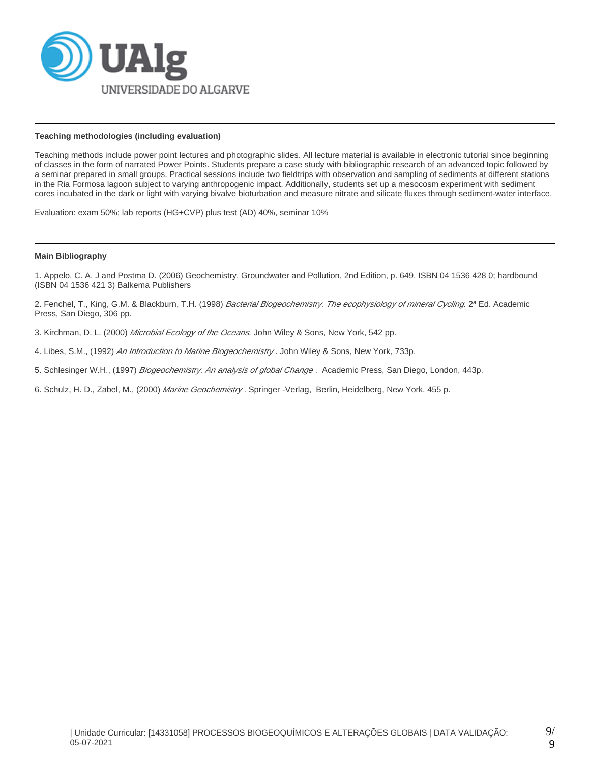**Teaching methodologies (including evaluation)**

Teaching methods include power point lectures and photographic slides. All lecture material is available in electronic tutorial since beginning of classes in the form of narrated Power Points. Students prepare a case study with bibliographic research of an advanced topic followed by a seminar prepared in small groups. Practical sessions include two fieldtrips with observation and sampling of sediments at different stations in the Ria Formosa lagoon subject to varying anthropogenic impact. Additionally, students set up a mesocosm experiment with sediment cores incubated in the dark or light with varying bivalve bioturbation and measure nitrate and silicate fluxes through sediment-water interface.

Evaluation: exam 50%; lab reports (HG+CVP) plus test (AD) 40%, seminar 10%

**Main Bibliography**

1. Appelo, C. A. J and Postma D. (2006) Geochemistry, Groundwater and Pollution, 2nd Edition, p. 649. ISBN 04 1536 428 0; hardbound (ISBN 04 1536 421 3) Balkema Publishers

2. Fenchel, T., King, G.M. & Blackburn, T.H. (1998) *Bacterial Biogeochemistry. The ecophysiology of mineral Cycling*. 2ª Ed. Academic Press, San Diego, 306 pp.

3. Kirchman, D. L. (2000) *Microbial Ecology of the Oceans*. John Wiley & Sons, New York, 542 pp.

4. Libes, S.M., (1992) *An Introduction to Marine Biogeochemistry* . John Wiley & Sons, New York, 733p.

5. Schlesinger W.H., (1997) *Biogeochemistry. An analysis of global Change* . Academic Press, San Diego, London, 443p.

6. Schulz, H. D., Zabel, M., (2000) *Marine Geochemistry* . Springer -Verlag, Berlin, Heidelberg, New York, 455 p.